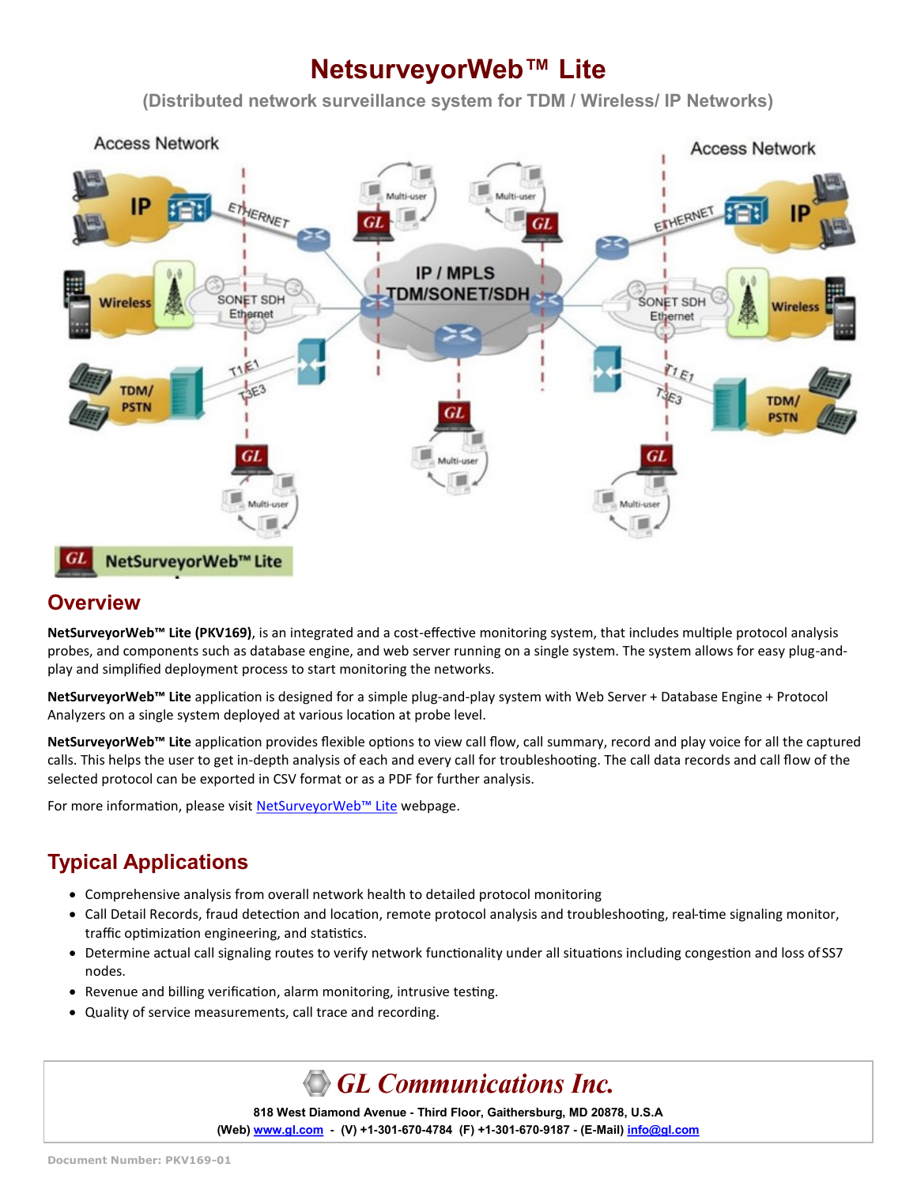# NetsurveyorWeb™ Lite

(Distributed network surveillance system for TDM / Wireless/ IP Networks)

## Overview

**NetSurveyorWeb™ Lite (PKV169)**, is an integrated and a cost-effective monitoring system, that includes multiple protocol analysis probes, and components such as database engine, and web server running on a single system. The system allows for easy plug-and-play and simplified deployment process to start monitoring the networks.

**NetSurveyorWeb™ Lite** application is designed for a simple plug-and-play system with Web Server + Database Engine + Protocol Analyzers on a single system deployed at various location at probe level.

**NetSurveyorWeb™ Lite** application provides flexible options to view call flow, call summary, record and play voice for all the captured calls. This helps the user to get in-depth analysis of each and every call for troubleshooting. The call data records and call flow of the selected protocol can be exported in CSV format or as a PDF for further analysis.

For more information, please visit NetSurveyorWeb™ Lite webpage.

## Typical Applications

- Comprehensive analysis from overall network health to detailed protocol monitoring
- Call Detail Records, fraud detection and location, remote protocol analysis and troubleshooting, real-time signaling monitor, traffic optimization engineering, and statistics.
- Determine actual call signaling routes to verify network functionality under all situations including congestion and loss of SS7 nodes.
- Revenue and billing verification, alarm monitoring, intrusive testing.
- Quality of service measurements, call trace and recording.

**GL Communications Inc.**

818 West Diamond Avenue - Third Floor, Gaithersburg, MD 20878, U.S.A

(Web) www.gl.com - (V) +1-301-670-4784 (F) +1-301-670-9187 - (E-Mail) info@gl.com

Document Number: PKV169-01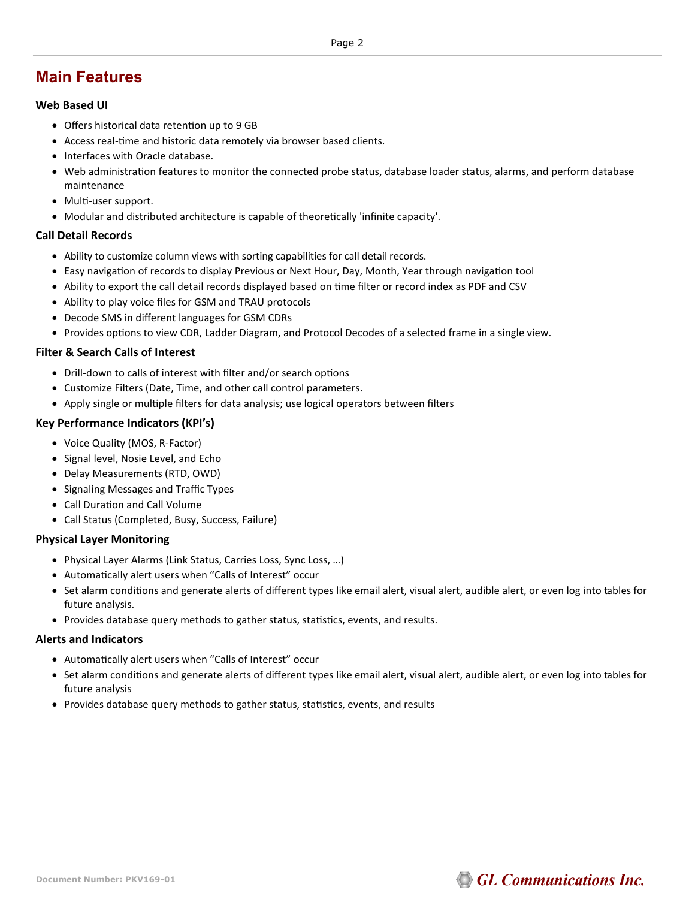# Main Features

### Web Based UI

- Offers historical data retention up to 9 GB
- Access real-time and historic data remotely via browser based clients.
- Interfaces with Oracle database.
- Web administration features to monitor the connected probe status, database loader status, alarms, and perform database maintenance
- Multi-user support.
- Modular and distributed architecture is capable of theoretically 'infinite capacity'.

### Call Detail Records

- Ability to customize column views with sorting capabilities for call detail records.
- Easy navigation of records to display Previous or Next Hour, Day, Month, Year through navigation tool
- Ability to export the call detail records displayed based on time filter or record index as PDF and CSV
- Ability to play voice files for GSM and TRAU protocols
- Decode SMS in different languages for GSM CDRs
- Provides options to view CDR, Ladder Diagram, and Protocol Decodes of a selected frame in a single view.

### Filter & Search Calls of Interest

- Drill-down to calls of interest with filter and/or search options
- Customize Filters (Date, Time, and other call control parameters.
- Apply single or multiple filters for data analysis; use logical operators between filters

### Key Performance Indicators (KPI's)

- Voice Quality (MOS, R-Factor)
- Signal level, Nosie Level, and Echo
- Delay Measurements (RTD, OWD)
- Signaling Messages and Traffic Types
- Call Duration and Call Volume
- Call Status (Completed, Busy, Success, Failure)

### Physical Layer Monitoring

- Physical Layer Alarms (Link Status, Carries Loss, Sync Loss, …)
- Automatically alert users when "Calls of Interest" occur
- Set alarm conditions and generate alerts of different types like email alert, visual alert, audible alert, or even log into tables for future analysis.
- Provides database query methods to gather status, statistics, events, and results.

### Alerts and Indicators

- Automatically alert users when "Calls of Interest" occur
- Set alarm conditions and generate alerts of different types like email alert, visual alert, audible alert, or even log into tables for future analysis
- Provides database query methods to gather status, statistics, events, and results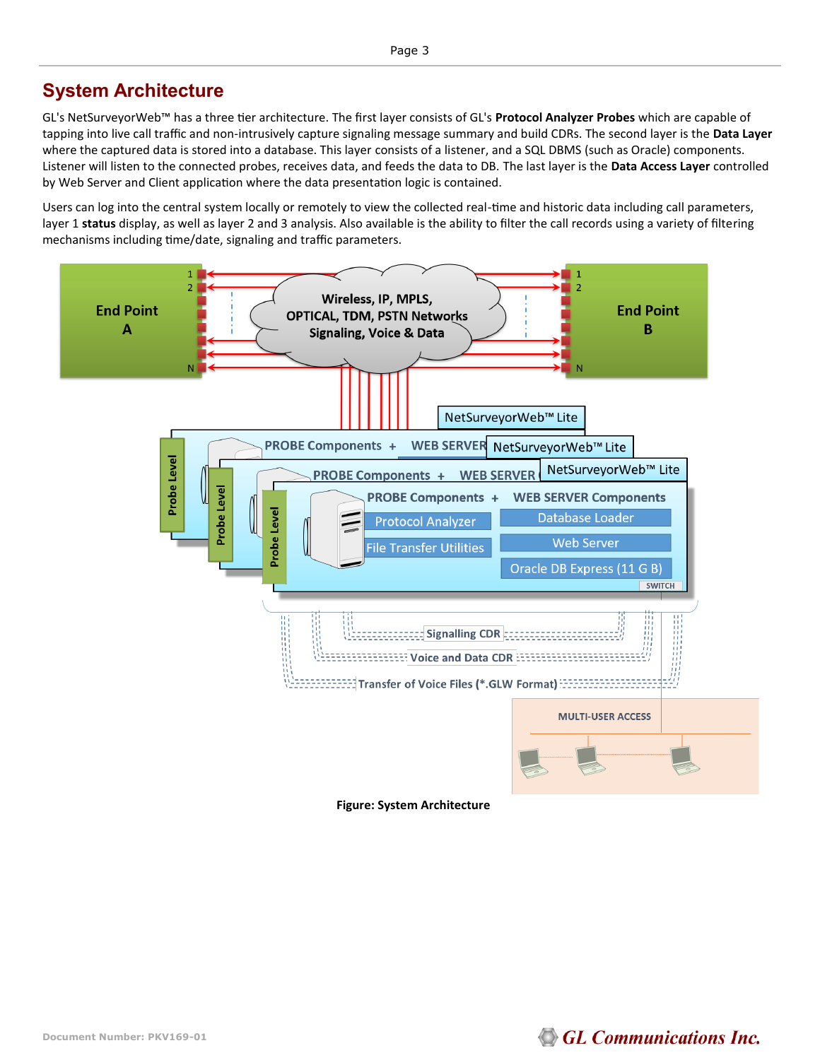## System Architecture

GL's NetSurveyorWeb™ has a three tier architecture. The first layer consists of GL's **Protocol Analyzer Probes** which are capable of tapping into live call traffic and non-intrusively capture signaling message summary and build CDRs. The second layer is the **Data Layer** where the captured data is stored into a database. This layer consists of a listener, and a SQL DBMS (such as Oracle) components. Listener will listen to the connected probes, receives data, and feeds the data to DB. The last layer is the **Data Access Layer** controlled by Web Server and Client application where the data presentation logic is contained.

Users can log into the central system locally or remotely to view the collected real-time and historic data including call parameters, layer 1 **status** display, as well as layer 2 and 3 analysis. Also available is the ability to filter the call records using a variety of filtering mechanisms including time/date, signaling and traffic parameters.

**Figure: System Architecture**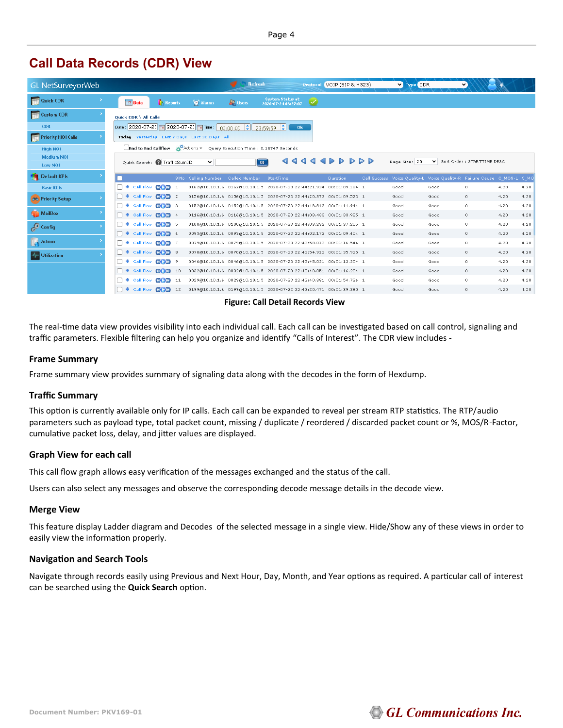# Call Data Records (CDR) View

Figure: Call Detail Records View

The real-time data view provides visibility into each individual call. Each call can be investigated based on call control, signaling and traffic parameters. Flexible filtering can help you organize and identify "Calls of Interest". The CDR view includes -

### Frame Summary

Frame summary view provides summary of signaling data along with the decodes in the form of Hexdump.

### Traffic Summary

This option is currently available only for IP calls. Each call can be expanded to reveal per stream RTP statistics. The RTP/audio parameters such as payload type, total packet count, missing / duplicate / reordered / discarded packet count or %, MOS/R-Factor, cumulative packet loss, delay, and jitter values are displayed.

### Graph View for each call

This call flow graph allows easy verification of the messages exchanged and the status of the call.

Users can also select any messages and observe the corresponding decode message details in the decode view.

### Merge View

This feature display Ladder diagram and Decodes of the selected message in a single view. Hide/Show any of these views in order to easily view the information properly.

### Navigation and Search Tools

Navigate through records easily using Previous and Next Hour, Day, Month, and Year options as required. A particular call of interest can be searched using the **Quick Search** option.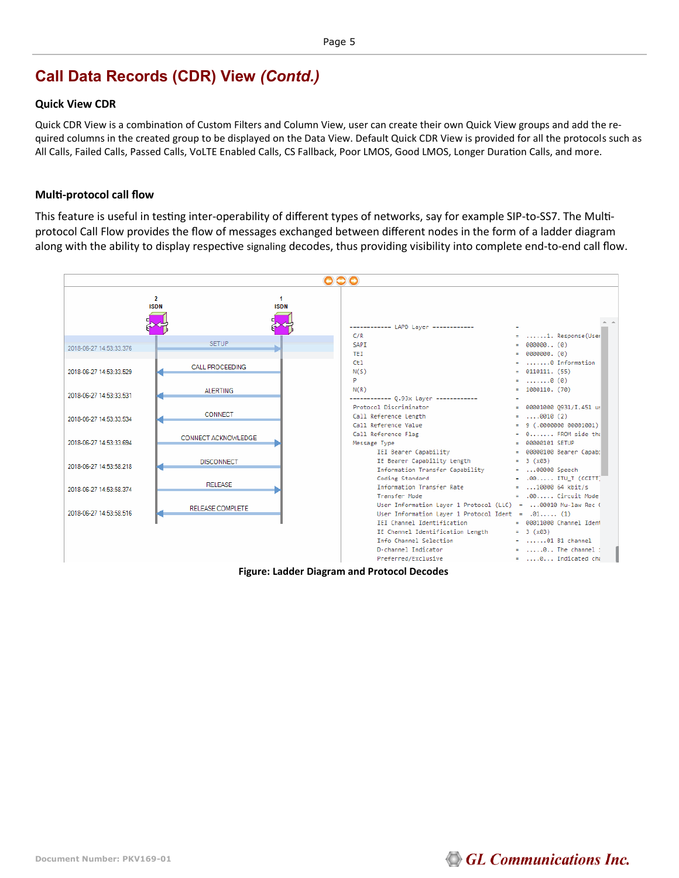# Call Data Records (CDR) View *(Contd.)*

### Quick View CDR

Quick CDR View is a combination of Custom Filters and Column View, user can create their own Quick View groups and add the required columns in the created group to be displayed on the Data View. Default Quick CDR View is provided for all the protocols such as All Calls, Failed Calls, Passed Calls, VoLTE Enabled Calls, CS Fallback, Poor LMOS, Good LMOS, Longer Duration Calls, and more.

### Multi-protocol call flow

This feature is useful in testing inter-operability of different types of networks, say for example SIP-to-SS7. The Multi-protocol Call Flow provides the flow of messages exchanged between different nodes in the form of a ladder diagram along with the ability to display respective signaling decodes, thus providing visibility into complete end-to-end call flow.

**Figure: Ladder Diagram and Protocol Decodes**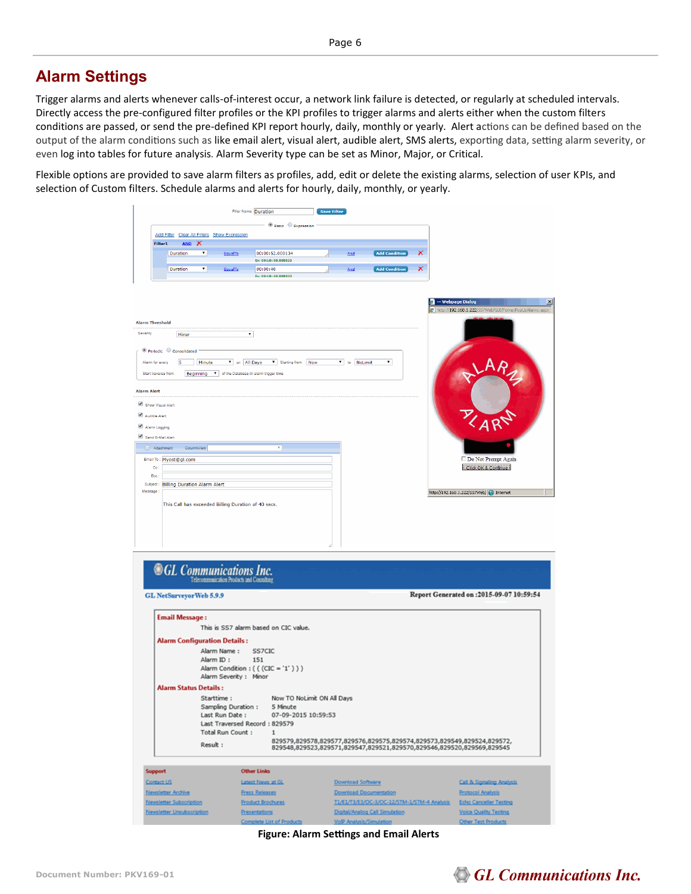## Alarm Settings

Trigger alarms and alerts whenever calls-of-interest occur, a network link failure is detected, or regularly at scheduled intervals. Directly access the pre-configured filter profiles or the KPI profiles to trigger alarms and alerts either when the custom filters conditions are passed, or send the pre-defined KPI report hourly, daily, monthly or yearly. Alert actions can be defined based on the output of the alarm conditions such as like email alert, visual alert, audible alert, SMS alerts, exporting data, setting alarm severity, or even log into tables for future analysis. Alarm Severity type can be set as Minor, Major, or Critical.

Flexible options are provided to save alarm filters as profiles, add, edit or delete the existing alarms, selection of user KPIs, and selection of Custom filters. Schedule alarms and alerts for hourly, daily, monthly, or yearly.

**Figure: Alarm Settings and Email Alerts**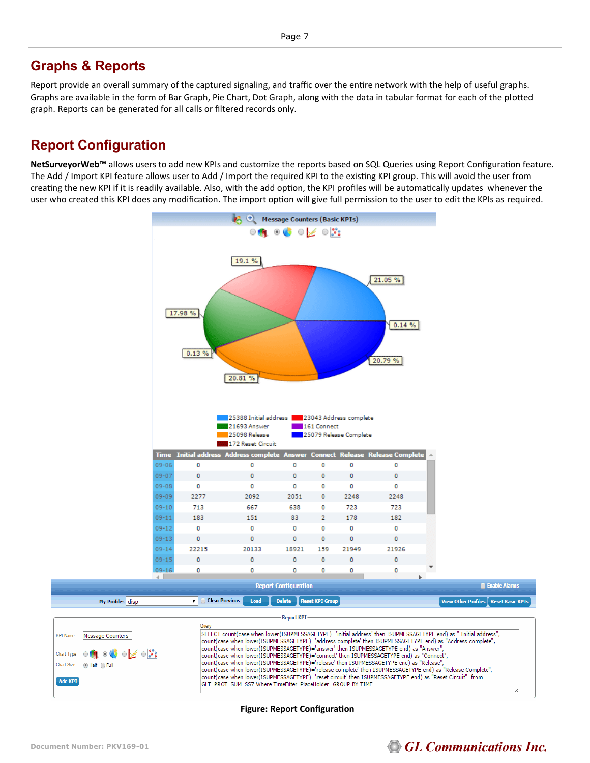## Graphs & Reports

Report provide an overall summary of the captured signaling, and traffic over the entire network with the help of useful graphs. Graphs are available in the form of Bar Graph, Pie Chart, Dot Graph, along with the data in tabular format for each of the plotted graph. Reports can be generated for all calls or filtered records only.

## Report Configuration

**NetSurveyorWeb™** allows users to add new KPIs and customize the reports based on SQL Queries using Report Configuration feature. The Add / Import KPI feature allows user to Add / Import the required KPI to the existing KPI group. This will avoid the user from creating the new KPI if it is readily available. Also, with the add option, the KPI profiles will be automatically updates whenever the user who created this KPI does any modification. The import option will give full permission to the user to edit the KPIs as required.

**Figure: Report Configuration**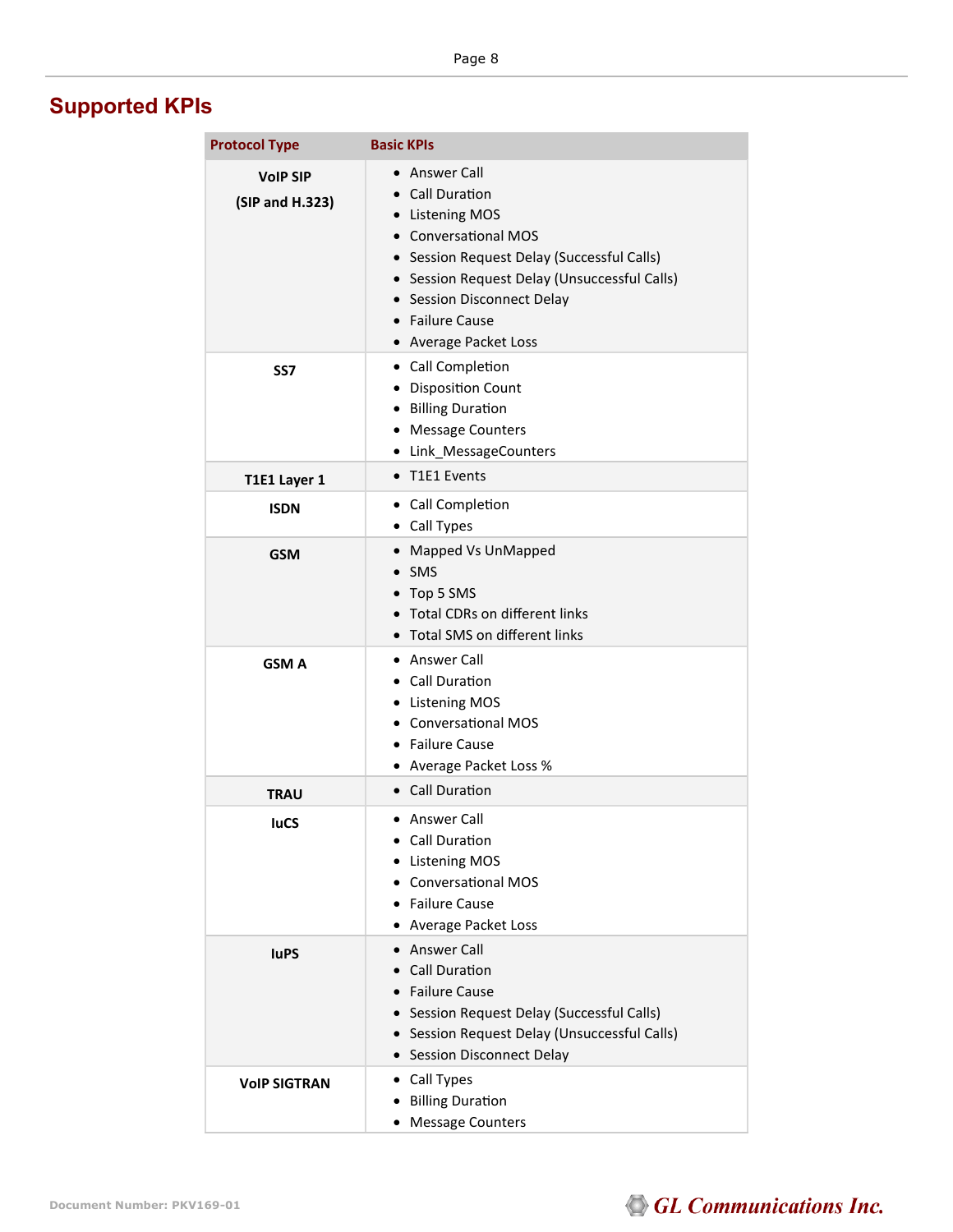## Supported KPIs

| Protocol Type | Basic KPIs |
|---|---|
| **VoIP SIP (SIP and H.323)** | • Answer Call<br>• Call Duration<br>• Listening MOS<br>• Conversational MOS<br>• Session Request Delay (Successful Calls)<br>• Session Request Delay (Unsuccessful Calls)<br>• Session Disconnect Delay<br>• Failure Cause<br>• Average Packet Loss |
| **SS7** | • Call Completion<br>• Disposition Count<br>• Billing Duration<br>• Message Counters<br>• Link_MessageCounters |
| **T1E1 Layer 1** | • T1E1 Events |
| **ISDN** | • Call Completion<br>• Call Types |
| **GSM** | • Mapped Vs UnMapped<br>• SMS<br>• Top 5 SMS<br>• Total CDRs on different links<br>• Total SMS on different links |
| **GSM A** | • Answer Call<br>• Call Duration<br>• Listening MOS<br>• Conversational MOS<br>• Failure Cause<br>• Average Packet Loss % |
| **TRAU** | • Call Duration |
| **IuCS** | • Answer Call<br>• Call Duration<br>• Listening MOS<br>• Conversational MOS<br>• Failure Cause<br>• Average Packet Loss |
| **IuPS** | • Answer Call<br>• Call Duration<br>• Failure Cause<br>• Session Request Delay (Successful Calls)<br>• Session Request Delay (Unsuccessful Calls)<br>• Session Disconnect Delay |
| **VoIP SIGTRAN** | • Call Types<br>• Billing Duration<br>• Message Counters |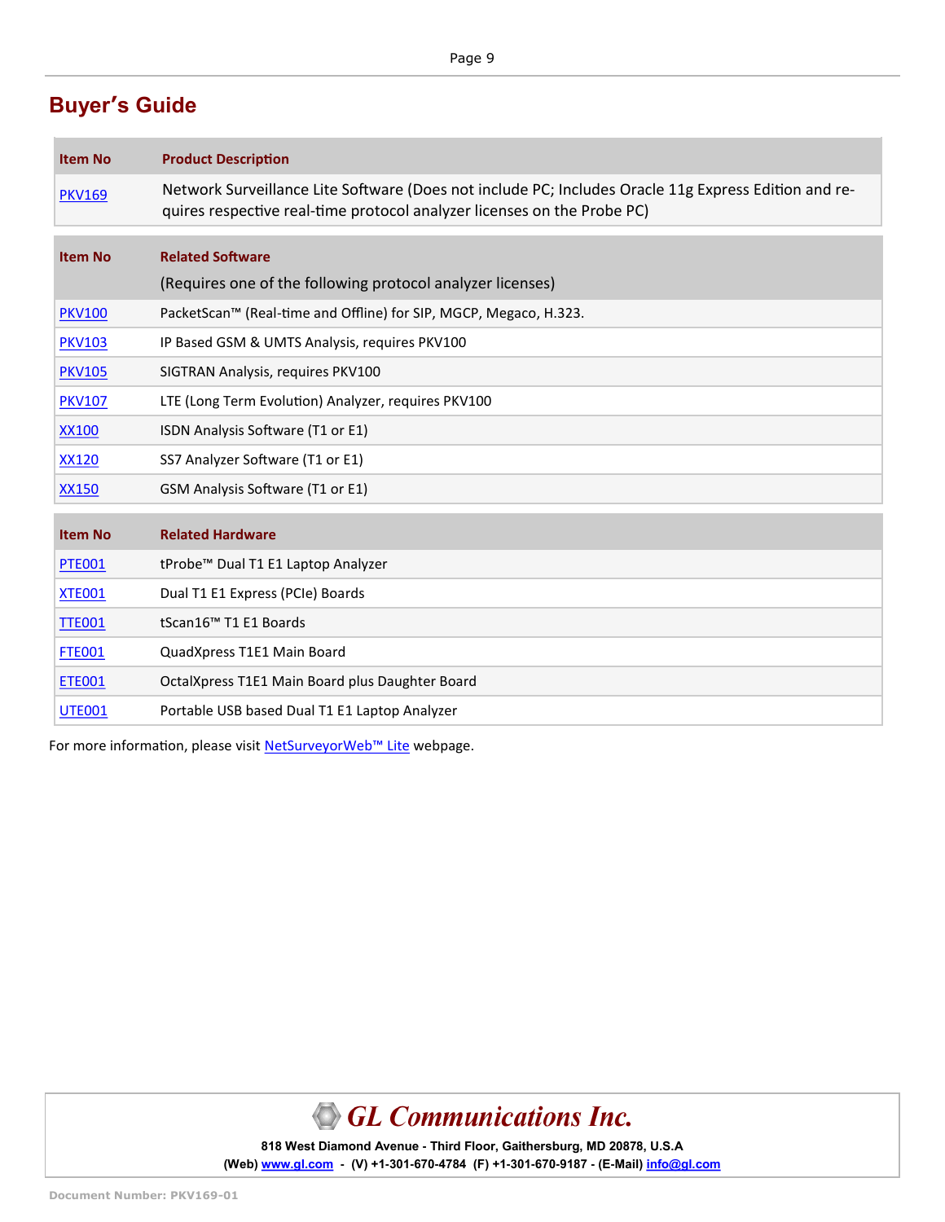## Buyer's Guide

| Item No | Product Description |
|---|---|
| PKV169 | Network Surveillance Lite Software (Does not include PC; Includes Oracle 11g Express Edition and requires respective real-time protocol analyzer licenses on the Probe PC) |

| Item No | Related Software<br>(Requires one of the following protocol analyzer licenses) |
|---|---|
| PKV100 | PacketScan™ (Real-time and Offline) for SIP, MGCP, Megaco, H.323. |
| PKV103 | IP Based GSM & UMTS Analysis, requires PKV100 |
| PKV105 | SIGTRAN Analysis, requires PKV100 |
| PKV107 | LTE (Long Term Evolution) Analyzer, requires PKV100 |
| XX100 | ISDN Analysis Software (T1 or E1) |
| XX120 | SS7 Analyzer Software (T1 or E1) |
| XX150 | GSM Analysis Software (T1 or E1) |

| Item No | Related Hardware |
|---|---|
| PTE001 | tProbe™ Dual T1 E1 Laptop Analyzer |
| XTE001 | Dual T1 E1 Express (PCIe) Boards |
| TTE001 | tScan16™ T1 E1 Boards |
| FTE001 | QuadXpress T1E1 Main Board |
| ETE001 | OctalXpress T1E1 Main Board plus Daughter Board |
| UTE001 | Portable USB based Dual T1 E1 Laptop Analyzer |

For more information, please visit NetSurveyorWeb™ Lite webpage.

**GL Communications Inc.**

**818 West Diamond Avenue - Third Floor, Gaithersburg, MD 20878, U.S.A**
**(Web) www.gl.com - (V) +1-301-670-4784 (F) +1-301-670-9187 - (E-Mail) info@gl.com**

Document Number: PKV169-01